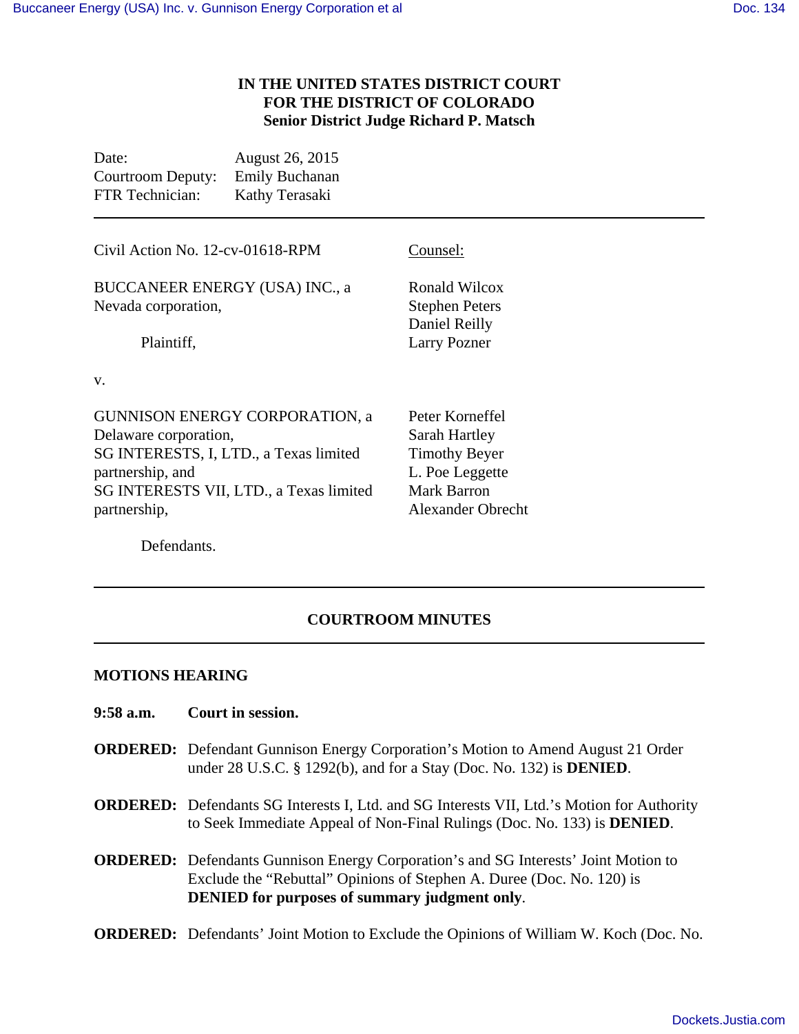# IN THE UNITED STATES DISTRICT COURT
# FOR THE DISTRICT OF COLORADO
## Senior District Judge Richard P. Matsch

Date: August 26, 2015
Courtroom Deputy: Emily Buchanan
FTR Technician: Kathy Terasaki

---

| Civil Action No. 12-cv-01618-RPM | Counsel: |
|---|---|
| BUCCANEER ENERGY (USA) INC., a Nevada corporation,<br><br>Plaintiff, | Ronald Wilcox<br>Stephen Peters<br>Daniel Reilly<br>Larry Pozner |
| v. | |
| GUNNISON ENERGY CORPORATION, a Delaware corporation,<br>SG INTERESTS, I, LTD., a Texas limited partnership, and<br>SG INTERESTS VII, LTD., a Texas limited partnership,<br><br>Defendants. | Peter Korneffel<br>Sarah Hartley<br>Timothy Beyer<br>L. Poe Leggette<br>Mark Barron<br>Alexander Obrecht |

---

## COURTROOM MINUTES

---

### MOTIONS HEARING

**9:58 a.m.** **Court in session.**

**ORDERED:** Defendant Gunnison Energy Corporation's Motion to Amend August 21 Order under 28 U.S.C. § 1292(b), and for a Stay (Doc. No. 132) is **DENIED**.

**ORDERED:** Defendants SG Interests I, Ltd. and SG Interests VII, Ltd.'s Motion for Authority to Seek Immediate Appeal of Non-Final Rulings (Doc. No. 133) is **DENIED**.

**ORDERED:** Defendants Gunnison Energy Corporation's and SG Interests' Joint Motion to Exclude the "Rebuttal" Opinions of Stephen A. Duree (Doc. No. 120) is **DENIED for purposes of summary judgment only**.

**ORDERED:** Defendants' Joint Motion to Exclude the Opinions of William W. Koch (Doc. No.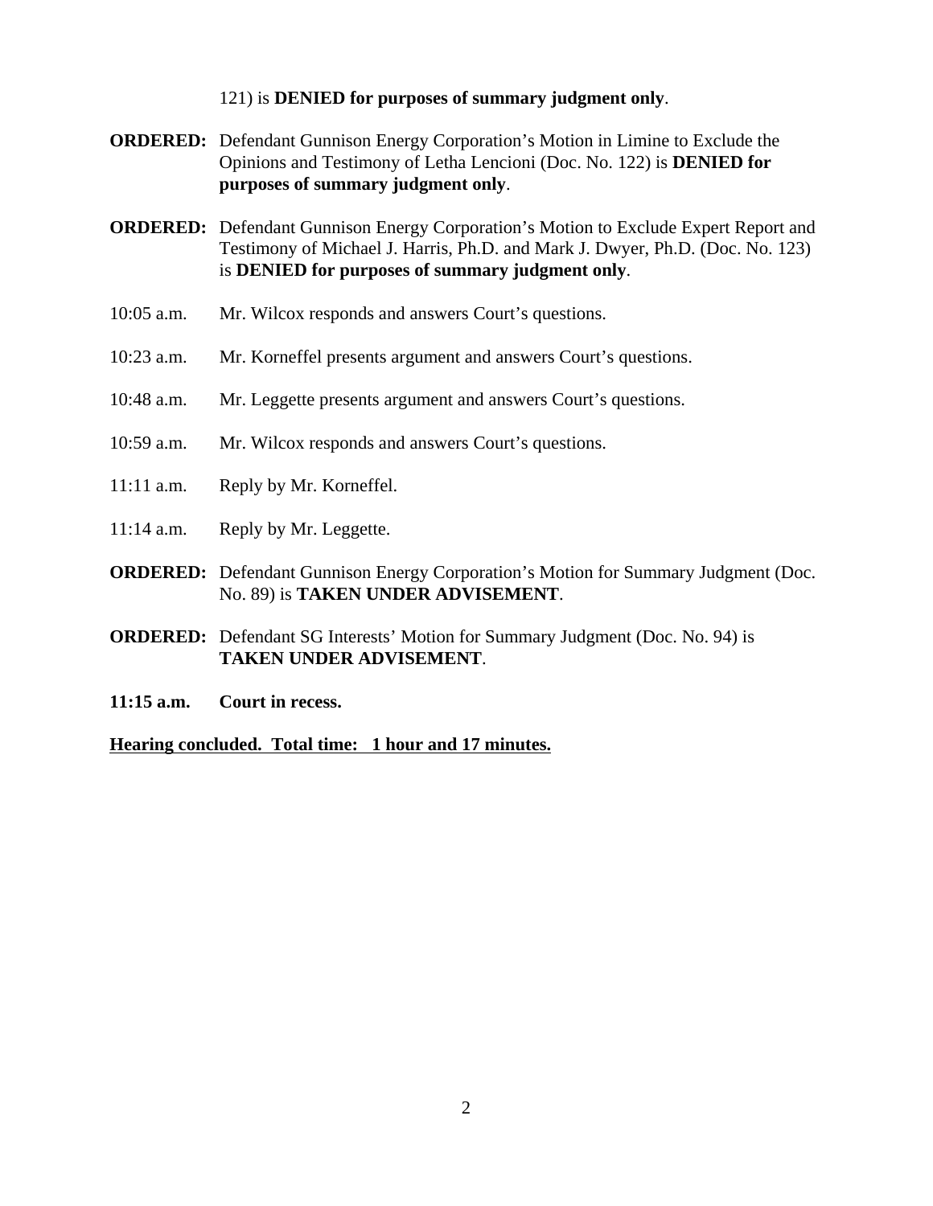121) is **DENIED for purposes of summary judgment only**.

**ORDERED:** Defendant Gunnison Energy Corporation's Motion in Limine to Exclude the Opinions and Testimony of Letha Lencioni (Doc. No. 122) is **DENIED for purposes of summary judgment only**.

**ORDERED:** Defendant Gunnison Energy Corporation's Motion to Exclude Expert Report and Testimony of Michael J. Harris, Ph.D. and Mark J. Dwyer, Ph.D. (Doc. No. 123) is **DENIED for purposes of summary judgment only**.

10:05 a.m. Mr. Wilcox responds and answers Court's questions.

10:23 a.m. Mr. Korneffel presents argument and answers Court's questions.

10:48 a.m. Mr. Leggette presents argument and answers Court's questions.

10:59 a.m. Mr. Wilcox responds and answers Court's questions.

11:11 a.m. Reply by Mr. Korneffel.

11:14 a.m. Reply by Mr. Leggette.

**ORDERED:** Defendant Gunnison Energy Corporation's Motion for Summary Judgment (Doc. No. 89) is **TAKEN UNDER ADVISEMENT**.

**ORDERED:** Defendant SG Interests' Motion for Summary Judgment (Doc. No. 94) is **TAKEN UNDER ADVISEMENT**.

**11:15 a.m. Court in recess.**

**Hearing concluded. Total time: 1 hour and 17 minutes.**